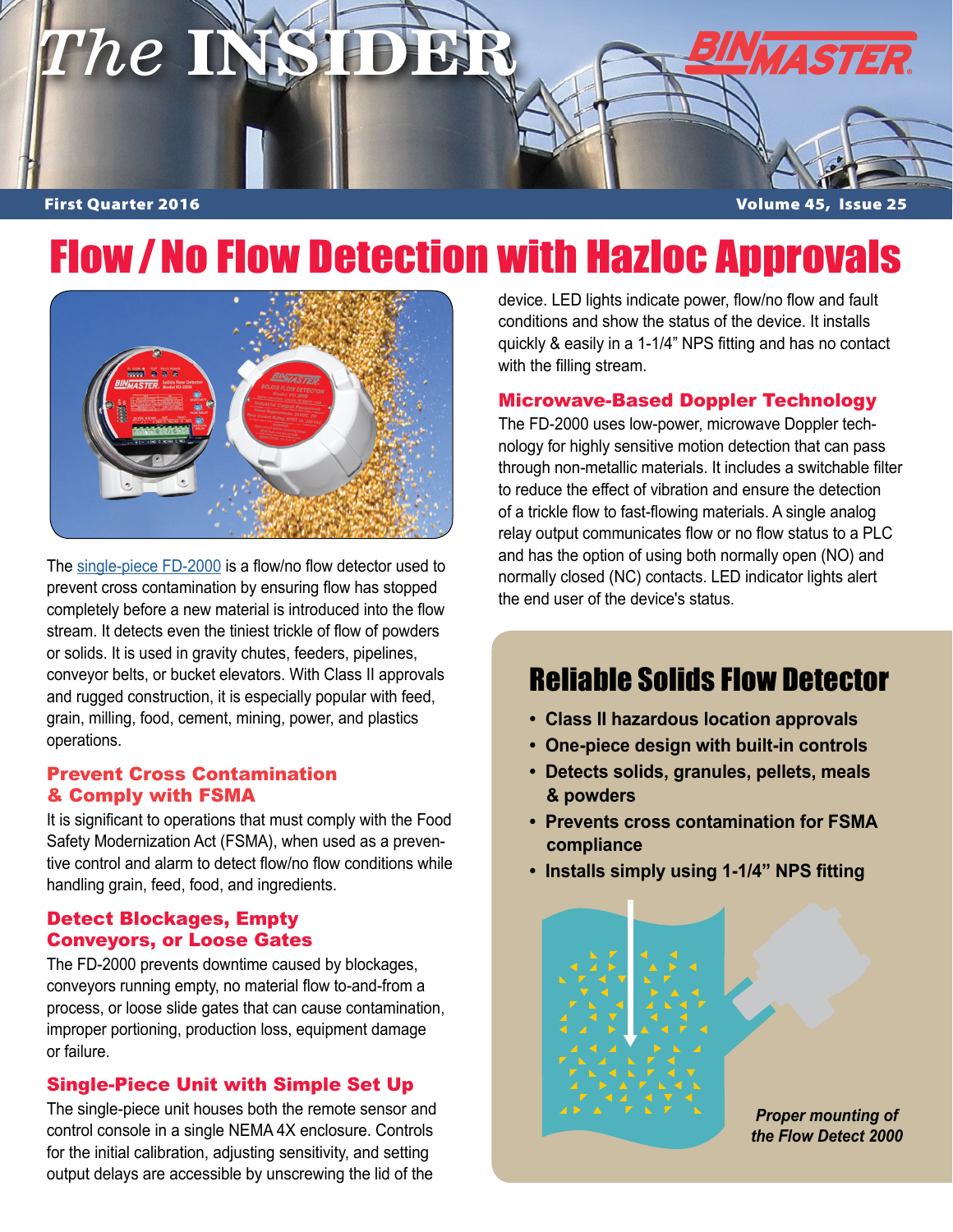# The INSIDER

BINMASTER

First Quarter 2016

## Flow / No Flow Detection with Hazloc Approvals

The single-piece FD-2000 is a flow/no flow detector used to prevent cross contamination by ensuring flow has stopped completely before a new material is introduced into the flow stream. It detects even the tiniest trickle of flow of powders or solids. It is used in gravity chutes, feeders, pipelines, conveyor belts, or bucket elevators. With Class II approvals and rugged construction, it is especially popular with feed, grain, milling, food, cement, mining, power, and plastics operations.

### Prevent Cross Contamination & Comply with FSMA

It is significant to operations that must comply with the Food Safety Modernization Act (FSMA), when used as a preventive control and alarm to detect flow/no flow conditions while handling grain, feed, food, and ingredients.

### Detect Blockages, Empty Conveyors, or Loose Gates

The FD-2000 prevents downtime caused by blockages, conveyors running empty, no material flow to-and-from a process, or loose slide gates that can cause contamination, improper portioning, production loss, equipment damage or failure.

### Single-Piece Unit with Simple Set Up

The single-piece unit houses both the remote sensor and control console in a single NEMA 4X enclosure. Controls for the initial calibration, adjusting sensitivity, and setting output delays are accessible by unscrewing the lid of the device. LED lights indicate power, flow/no flow and fault conditions and show the status of the device. It installs quickly & easily in a 1-1/4" NPS fitting and has no contact with the filling stream.

### Microwave-Based Doppler Technology

The FD-2000 uses low-power, microwave Doppler technology for highly sensitive motion detection that can pass through non-metallic materials. It includes a switchable filter to reduce the effect of vibration and ensure the detection of a trickle flow to fast-flowing materials. A single analog relay output communicates flow or no flow status to a PLC and has the option of using both normally open (NO) and normally closed (NC) contacts. LED indicator lights alert the end user of the device's status.

## Reliable Solids Flow Detector

- Class II hazardous location approvals
- One-piece design with built-in controls
- Detects solids, granules, pellets, meals & powders
- Prevents cross contamination for FSMA compliance
- Installs simply using 1-1/4" NPS fitting

*Proper mounting of the Flow Detect 2000*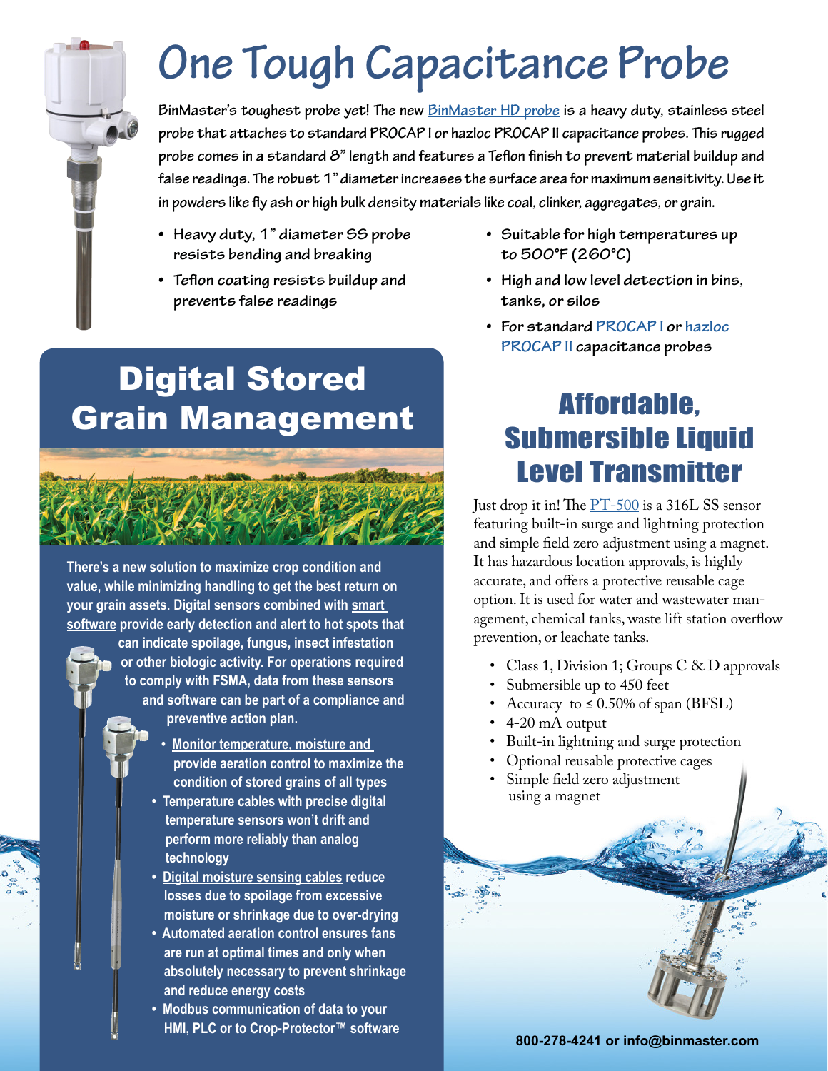# One Tough Capacitance Probe

BinMaster's toughest probe yet! The new BinMaster HD probe is a heavy duty, stainless steel probe that attaches to standard PROCAP I or hazloc PROCAP II capacitance probes. This rugged probe comes in a standard 8" length and features a Teflon finish to prevent material buildup and false readings. The robust 1" diameter increases the surface area for maximum sensitivity. Use it in powders like fly ash or high bulk density materials like coal, clinker, aggregates, or grain.

- Heavy duty, 1" diameter SS probe resists bending and breaking
- Teflon coating resists buildup and prevents false readings
- Suitable for high temperatures up to 500°F (260°C)
- High and low level detection in bins, tanks, or silos
- For standard PROCAP I or hazloc PROCAP II capacitance probes

## Digital Stored Grain Management

There's a new solution to maximize crop condition and value, while minimizing handling to get the best return on your grain assets. Digital sensors combined with smart software provide early detection and alert to hot spots that can indicate spoilage, fungus, insect infestation or other biologic activity. For operations required to comply with FSMA, data from these sensors and software can be part of a compliance and preventive action plan.

- Monitor temperature, moisture and provide aeration control to maximize the condition of stored grains of all types
- Temperature cables with precise digital temperature sensors won't drift and perform more reliably than analog technology
- Digital moisture sensing cables reduce losses due to spoilage from excessive moisture or shrinkage due to over-drying
- Automated aeration control ensures fans are run at optimal times and only when absolutely necessary to prevent shrinkage and reduce energy costs
- Modbus communication of data to your HMI, PLC or to Crop-Protector™ software

## Affordable, Submersible Liquid Level Transmitter

Just drop it in! The PT-500 is a 316L SS sensor featuring built-in surge and lightning protection and simple field zero adjustment using a magnet. It has hazardous location approvals, is highly accurate, and offers a protective reusable cage option. It is used for water and wastewater management, chemical tanks, waste lift station overflow prevention, or leachate tanks.

- Class 1, Division 1; Groups C & D approvals
- Submersible up to 450 feet
- Accuracy to ≤ 0.50% of span (BFSL)
- 4-20 mA output
- Built-in lightning and surge protection
- Optional reusable protective cages
- Simple field zero adjustment using a magnet

800-278-4241 or info@binmaster.com